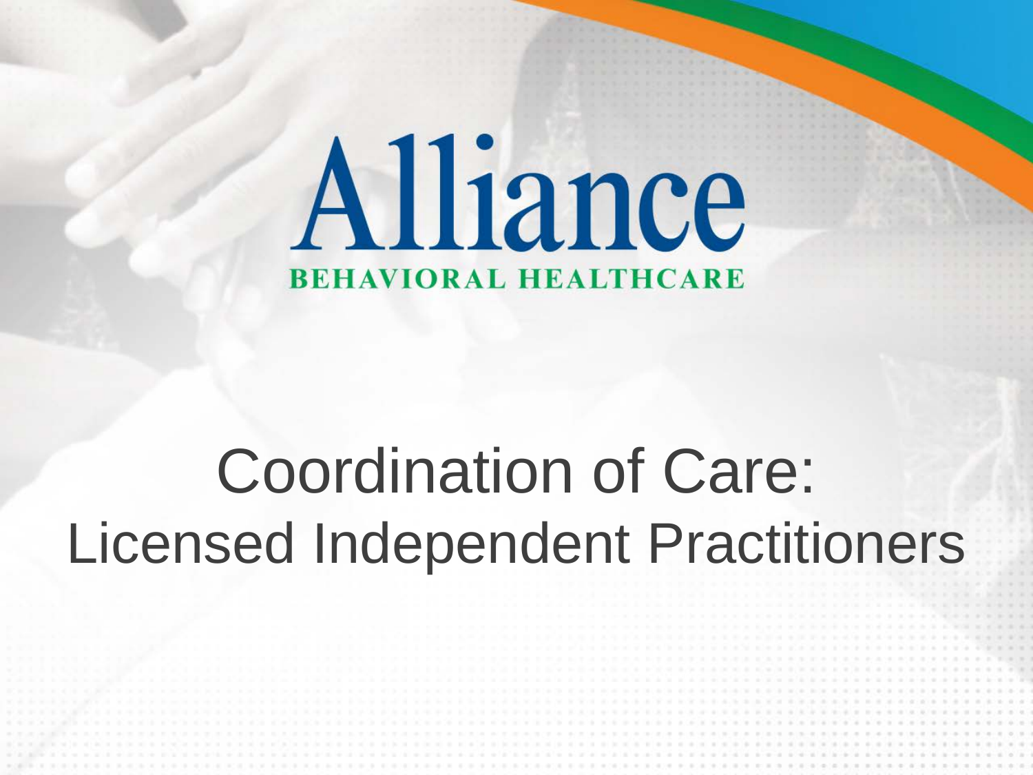Alliance

BEHAVIORAL HEALTHCARE

# Coordination of Care: Licensed Independent Practitioners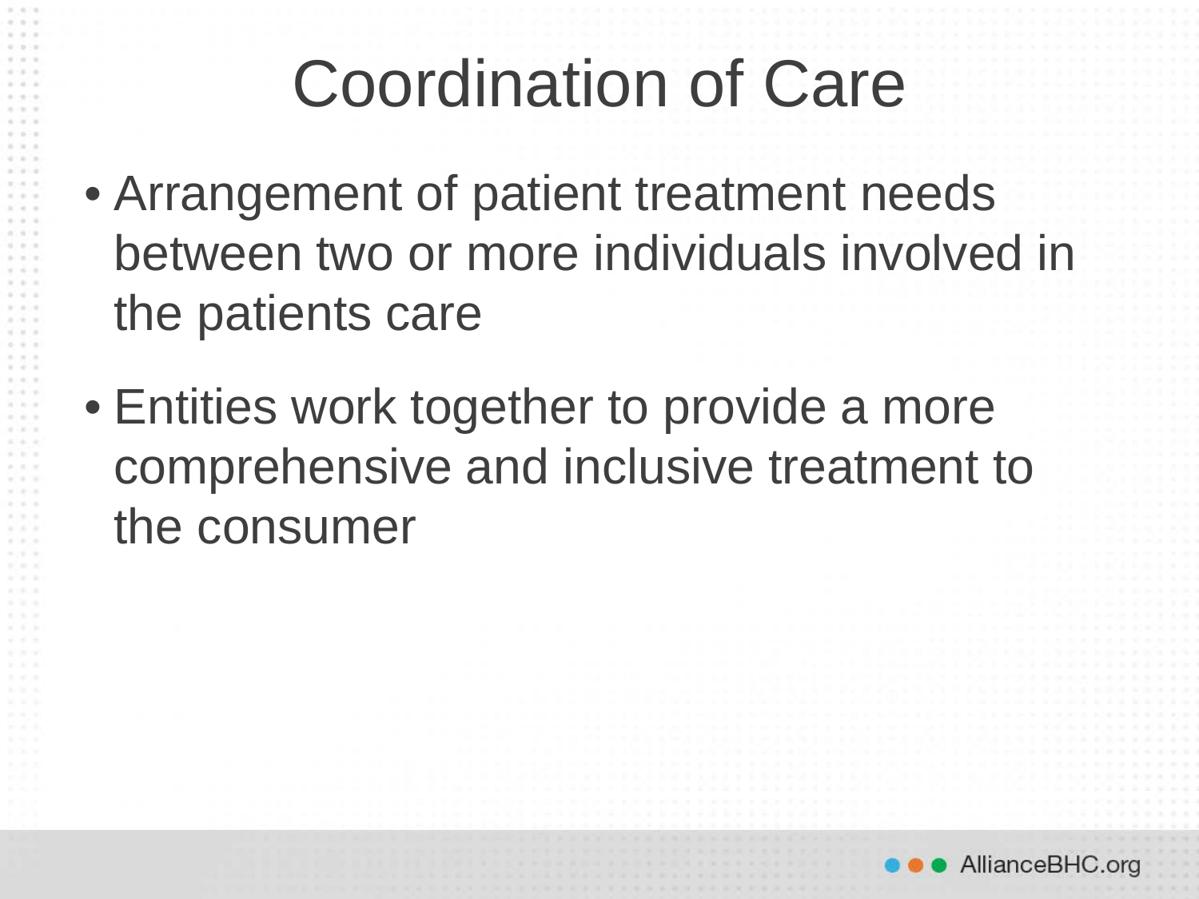# Coordination of Care

- Arrangement of patient treatment needs between two or more individuals involved in the patients care
- Entities work together to provide a more comprehensive and inclusive treatment to the consumer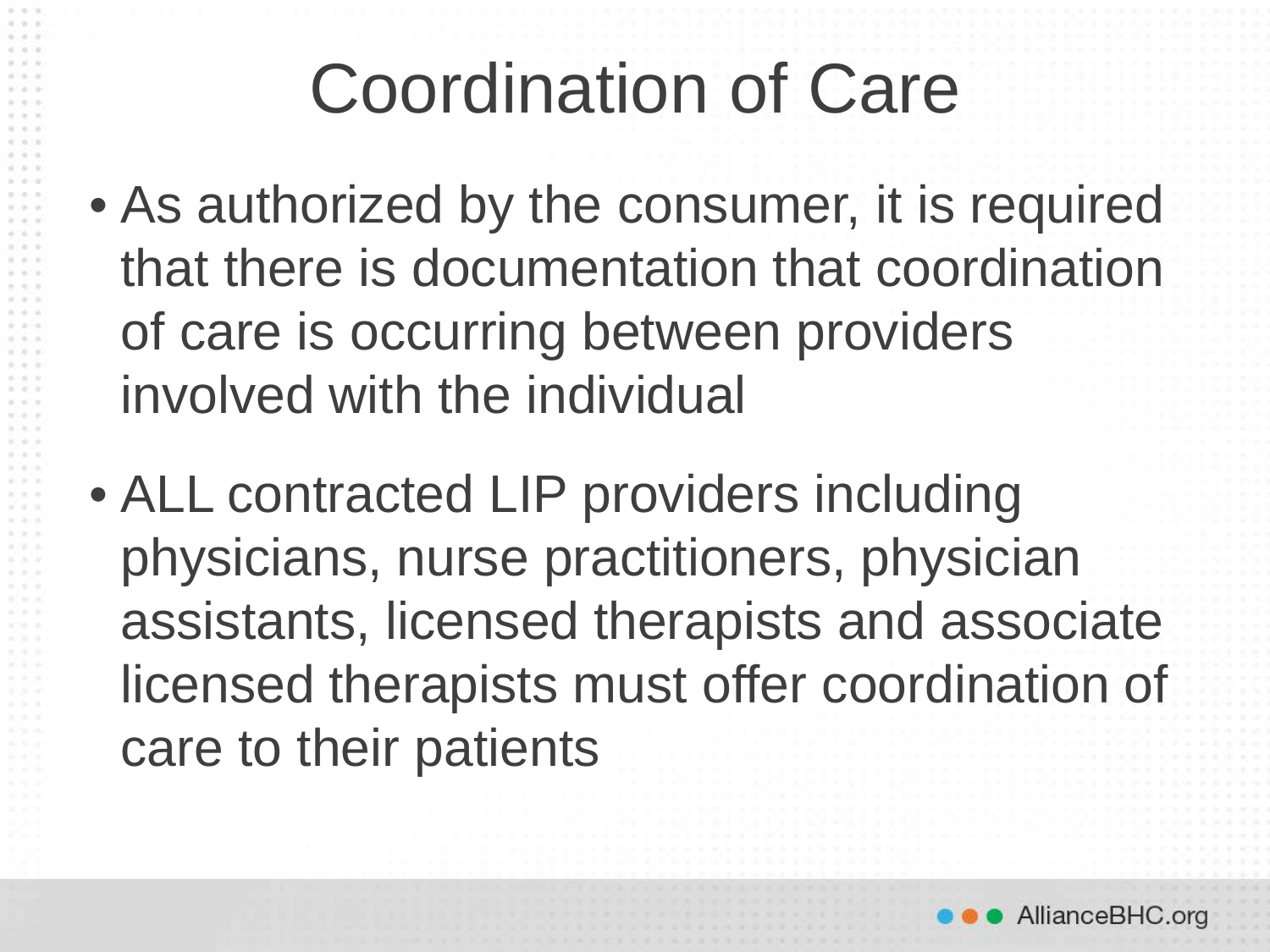# Coordination of Care

- As authorized by the consumer, it is required that there is documentation that coordination of care is occurring between providers involved with the individual
- ALL contracted LIP providers including physicians, nurse practitioners, physician assistants, licensed therapists and associate licensed therapists must offer coordination of care to their patients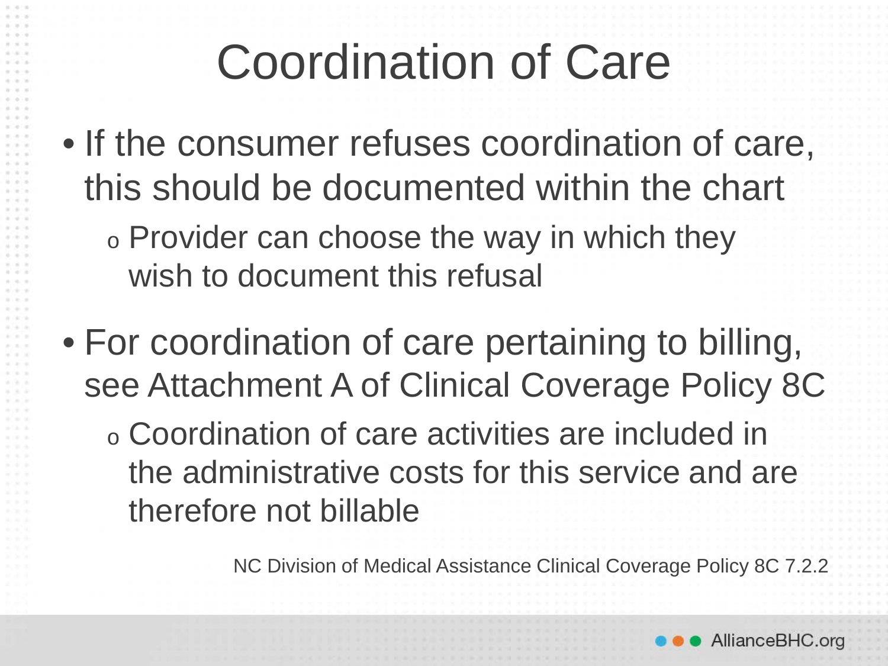# Coordination of Care

- If the consumer refuses coordination of care, this should be documented within the chart
  - Provider can choose the way in which they wish to document this refusal

- For coordination of care pertaining to billing, see Attachment A of Clinical Coverage Policy 8C
  - Coordination of care activities are included in the administrative costs for this service and are therefore not billable

NC Division of Medical Assistance Clinical Coverage Policy 8C 7.2.2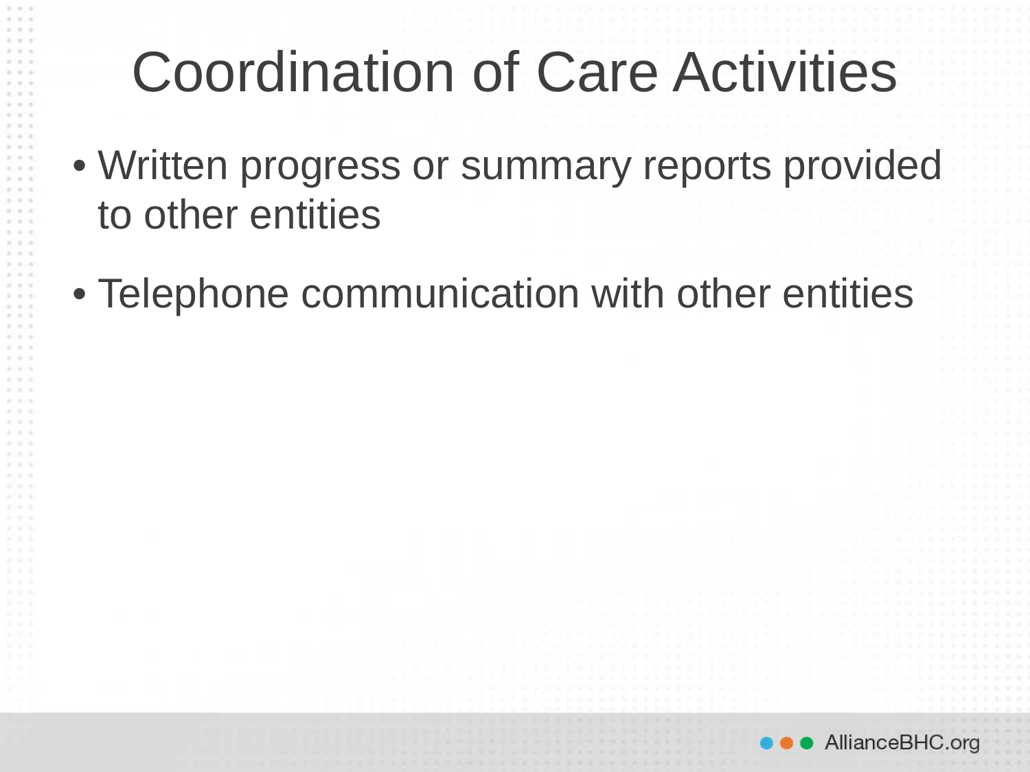# Coordination of Care Activities

- Written progress or summary reports provided to other entities
- Telephone communication with other entities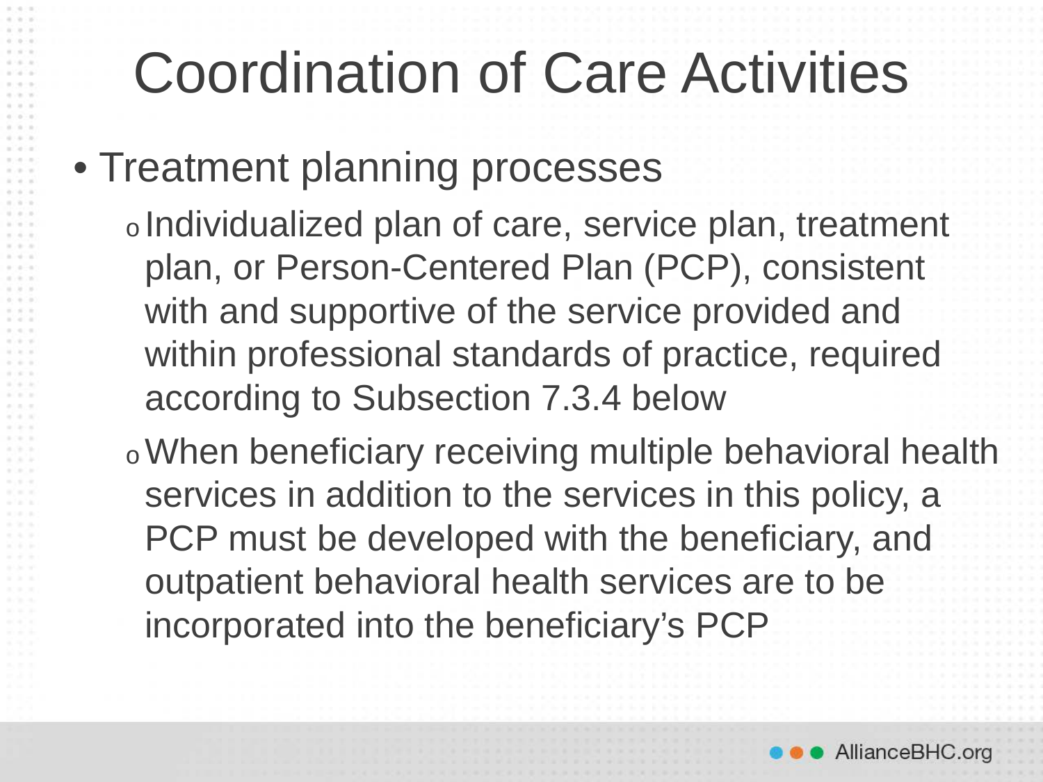# Coordination of Care Activities

- Treatment planning processes
  - Individualized plan of care, service plan, treatment plan, or Person-Centered Plan (PCP), consistent with and supportive of the service provided and within professional standards of practice, required according to Subsection 7.3.4 below
  - When beneficiary receiving multiple behavioral health services in addition to the services in this policy, a PCP must be developed with the beneficiary, and outpatient behavioral health services are to be incorporated into the beneficiary's PCP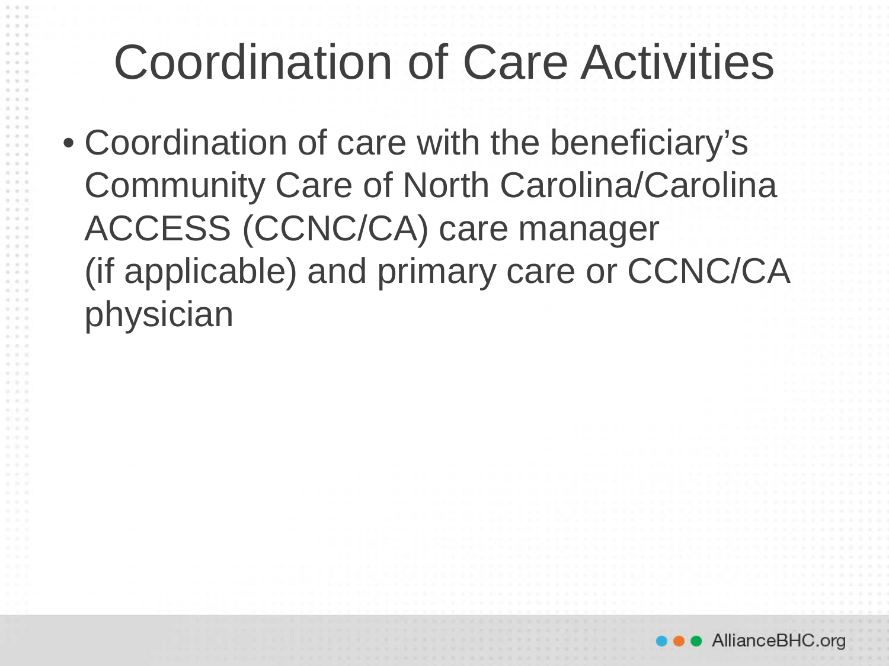# Coordination of Care Activities

- Coordination of care with the beneficiary's Community Care of North Carolina/Carolina ACCESS (CCNC/CA) care manager (if applicable) and primary care or CCNC/CA physician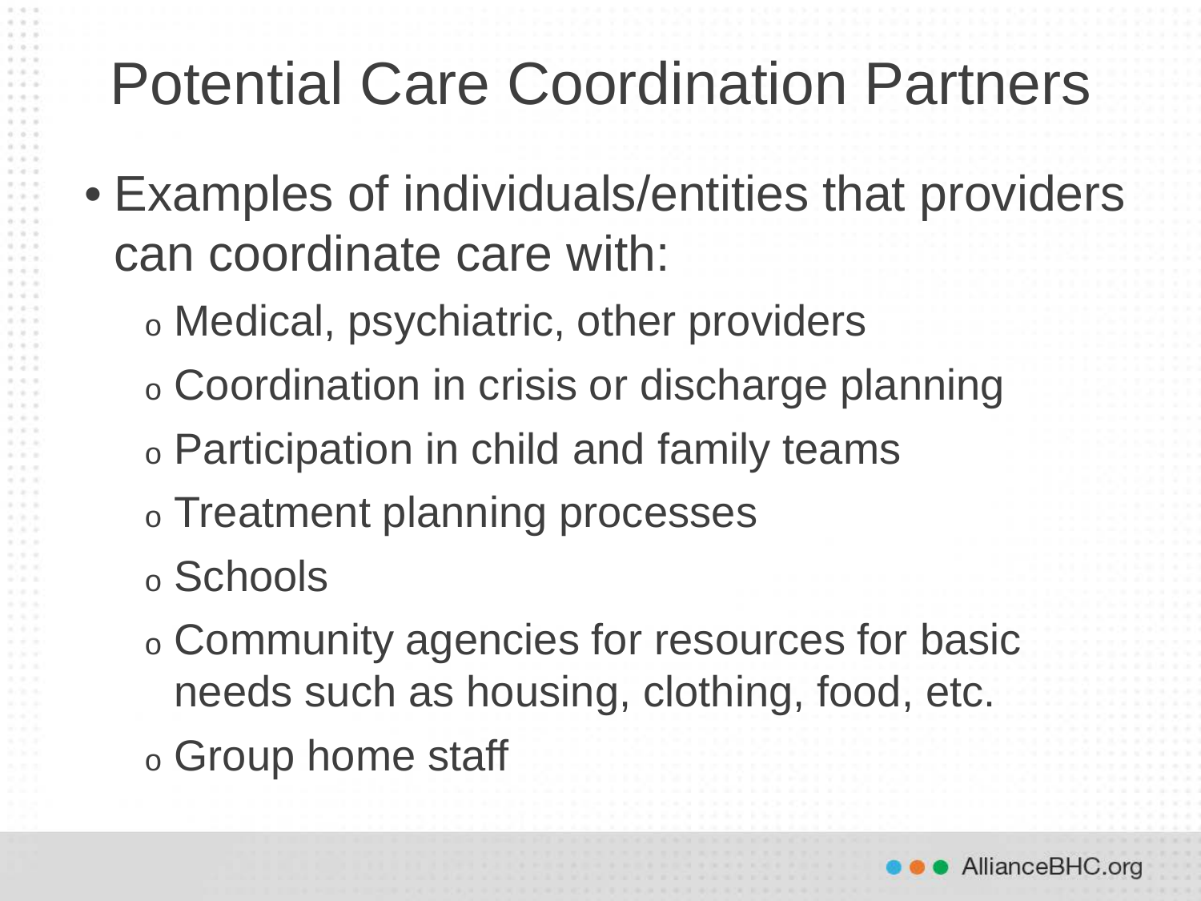# Potential Care Coordination Partners

- Examples of individuals/entities that providers can coordinate care with:
  - Medical, psychiatric, other providers
  - Coordination in crisis or discharge planning
  - Participation in child and family teams
  - Treatment planning processes
  - Schools
  - Community agencies for resources for basic needs such as housing, clothing, food, etc.
  - Group home staff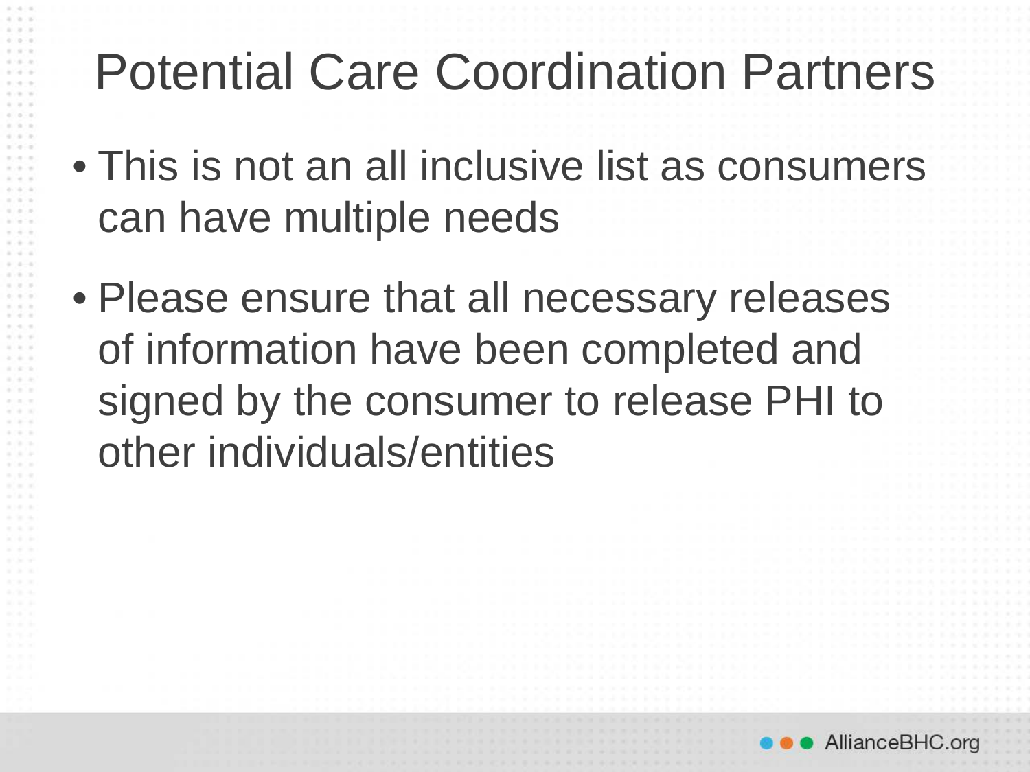# Potential Care Coordination Partners

- This is not an all inclusive list as consumers can have multiple needs
- Please ensure that all necessary releases of information have been completed and signed by the consumer to release PHI to other individuals/entities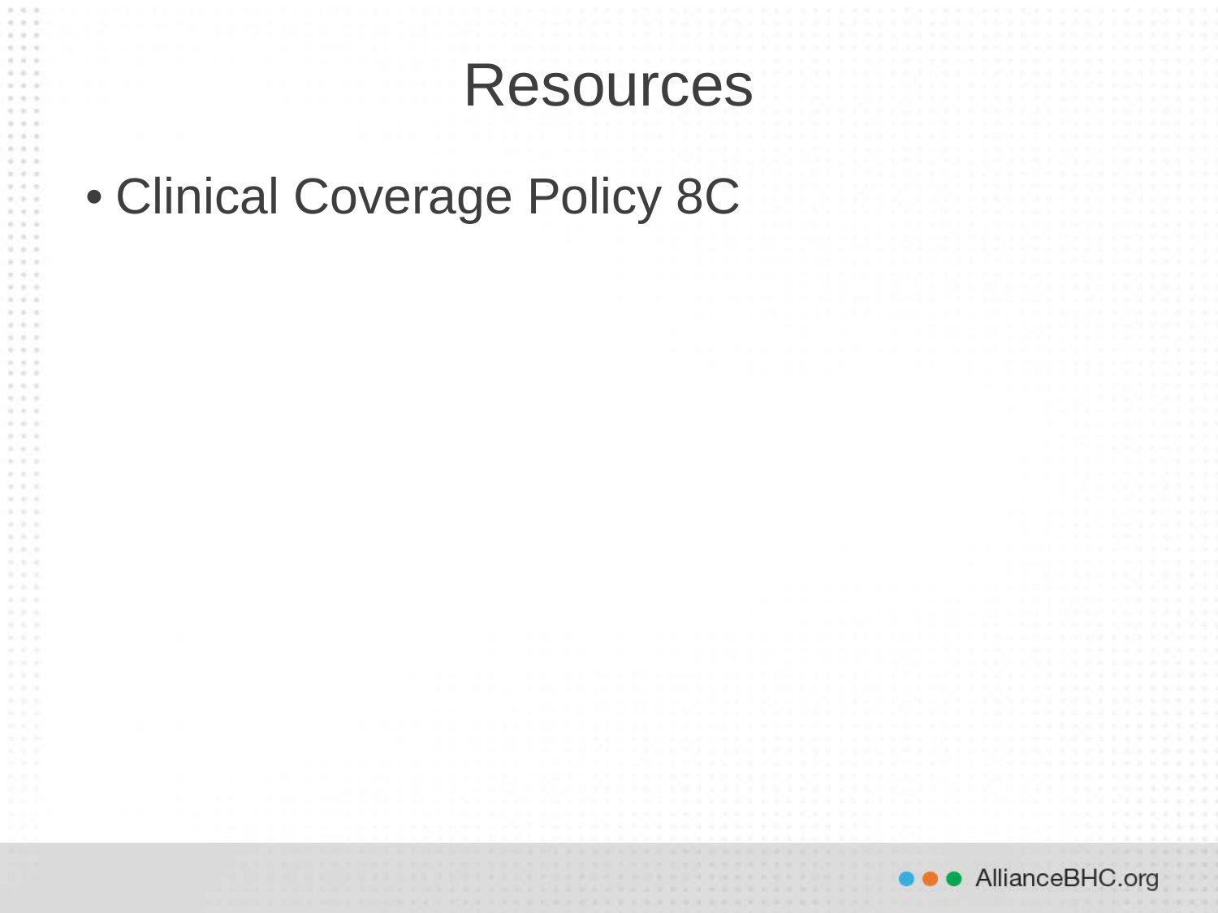# Resources

- Clinical Coverage Policy 8C